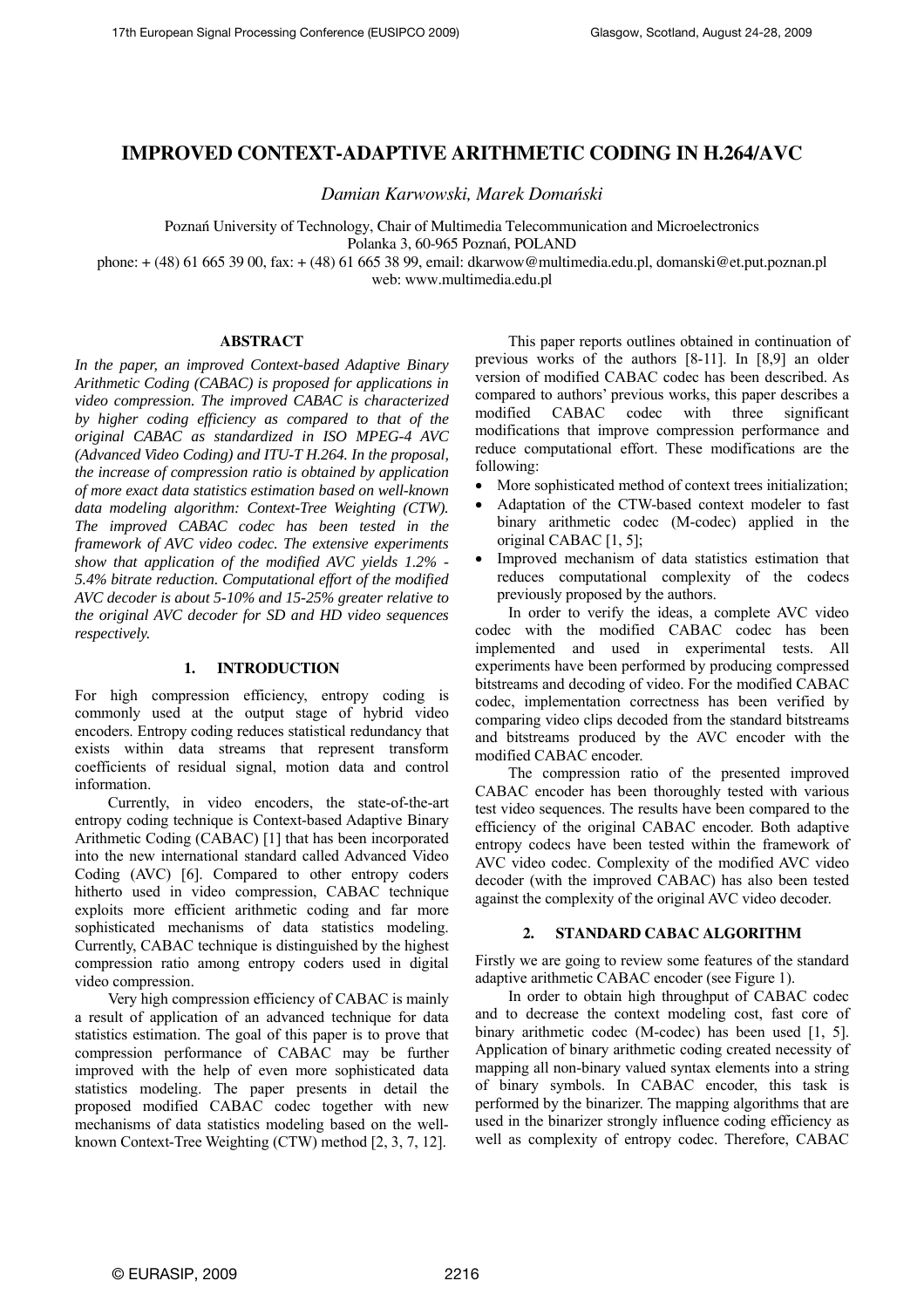# IMPROVED CONTEXT-ADAPTIVE ARITHMETIC CODING IN H.264/AVC

*Damian Karwowski, Marek Domański*

Poznań University of Technology, Chair of Multimedia Telecommunication and Microelectronics
Polanka 3, 60-965 Poznań, POLAND
phone: + (48) 61 665 39 00, fax: + (48) 61 665 38 99, email: dkarwow@multimedia.edu.pl, domanski@et.put.poznan.pl
web: www.multimedia.edu.pl

## ABSTRACT

*In the paper, an improved Context-based Adaptive Binary Arithmetic Coding (CABAC) is proposed for applications in video compression. The improved CABAC is characterized by higher coding efficiency as compared to that of the original CABAC as standardized in ISO MPEG-4 AVC (Advanced Video Coding) and ITU-T H.264. In the proposal, the increase of compression ratio is obtained by application of more exact data statistics estimation based on well-known data modeling algorithm: Context-Tree Weighting (CTW). The improved CABAC codec has been tested in the framework of AVC video codec. The extensive experiments show that application of the modified AVC yields 1.2% - 5.4% bitrate reduction. Computational effort of the modified AVC decoder is about 5-10% and 15-25% greater relative to the original AVC decoder for SD and HD video sequences respectively.*

## 1. INTRODUCTION

For high compression efficiency, entropy coding is commonly used at the output stage of hybrid video encoders. Entropy coding reduces statistical redundancy that exists within data streams that represent transform coefficients of residual signal, motion data and control information.

Currently, in video encoders, the state-of-the-art entropy coding technique is Context-based Adaptive Binary Arithmetic Coding (CABAC) [1] that has been incorporated into the new international standard called Advanced Video Coding (AVC) [6]. Compared to other entropy coders hitherto used in video compression, CABAC technique exploits more efficient arithmetic coding and far more sophisticated mechanisms of data statistics modeling. Currently, CABAC technique is distinguished by the highest compression ratio among entropy coders used in digital video compression.

Very high compression efficiency of CABAC is mainly a result of application of an advanced technique for data statistics estimation. The goal of this paper is to prove that compression performance of CABAC may be further improved with the help of even more sophisticated data statistics modeling. The paper presents in detail the proposed modified CABAC codec together with new mechanisms of data statistics modeling based on the well-known Context-Tree Weighting (CTW) method [2, 3, 7, 12].

This paper reports outlines obtained in continuation of previous works of the authors [8-11]. In [8,9] an older version of modified CABAC codec has been described. As compared to authors' previous works, this paper describes a modified CABAC codec with three significant modifications that improve compression performance and reduce computational effort. These modifications are the following:

- More sophisticated method of context trees initialization;
- Adaptation of the CTW-based context modeler to fast binary arithmetic codec (M-codec) applied in the original CABAC [1, 5];
- Improved mechanism of data statistics estimation that reduces computational complexity of the codecs previously proposed by the authors.

In order to verify the ideas, a complete AVC video codec with the modified CABAC codec has been implemented and used in experimental tests. All experiments have been performed by producing compressed bitstreams and decoding of video. For the modified CABAC codec, implementation correctness has been verified by comparing video clips decoded from the standard bitstreams and bitstreams produced by the AVC encoder with the modified CABAC encoder.

The compression ratio of the presented improved CABAC encoder has been thoroughly tested with various test video sequences. The results have been compared to the efficiency of the original CABAC encoder. Both adaptive entropy codecs have been tested within the framework of AVC video codec. Complexity of the modified AVC video decoder (with the improved CABAC) has also been tested against the complexity of the original AVC video decoder.

## 2. STANDARD CABAC ALGORITHM

Firstly we are going to review some features of the standard adaptive arithmetic CABAC encoder (see Figure 1).

In order to obtain high throughput of CABAC codec and to decrease the context modeling cost, fast core of binary arithmetic codec (M-codec) has been used [1, 5]. Application of binary arithmetic coding created necessity of mapping all non-binary valued syntax elements into a string of binary symbols. In CABAC encoder, this task is performed by the binarizer. The mapping algorithms that are used in the binarizer strongly influence coding efficiency as well as complexity of entropy codec. Therefore, CABAC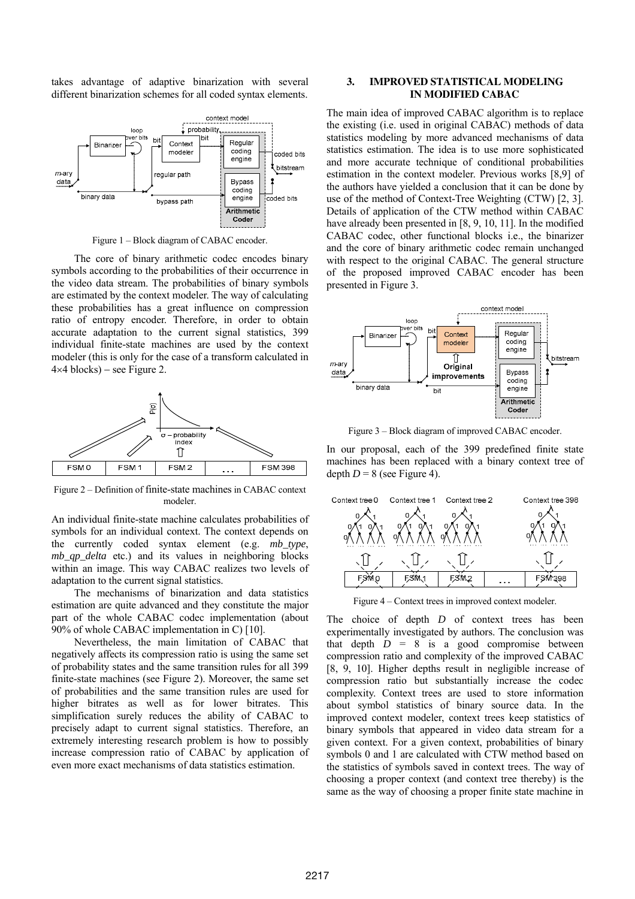takes advantage of adaptive binarization with several different binarization schemes for all coded syntax elements.

Figure 1 – Block diagram of CABAC encoder.

The core of binary arithmetic codec encodes binary symbols according to the probabilities of their occurrence in the video data stream. The probabilities of binary symbols are estimated by the context modeler. The way of calculating these probabilities has a great influence on compression ratio of entropy encoder. Therefore, in order to obtain accurate adaptation to the current signal statistics, 399 individual finite-state machines are used by the context modeler (this is only for the case of a transform calculated in $4\times4$ blocks) – see Figure 2.

Figure 2 – Definition of finite-state machines in CABAC context modeler.

An individual finite-state machine calculates probabilities of symbols for an individual context. The context depends on the currently coded syntax element (e.g. *mb_type*, *mb_qp_delta* etc.) and its values in neighboring blocks within an image. This way CABAC realizes two levels of adaptation to the current signal statistics.

The mechanisms of binarization and data statistics estimation are quite advanced and they constitute the major part of the whole CABAC codec implementation (about 90% of whole CABAC implementation in C) [10].

Nevertheless, the main limitation of CABAC that negatively affects its compression ratio is using the same set of probability states and the same transition rules for all 399 finite-state machines (see Figure 2). Moreover, the same set of probabilities and the same transition rules are used for higher bitrates as well as for lower bitrates. This simplification surely reduces the ability of CABAC to precisely adapt to current signal statistics. Therefore, an extremely interesting research problem is how to possibly increase compression ratio of CABAC by application of even more exact mechanisms of data statistics estimation.

## 3. IMPROVED STATISTICAL MODELING IN MODIFIED CABAC

The main idea of improved CABAC algorithm is to replace the existing (i.e. used in original CABAC) methods of data statistics modeling by more advanced mechanisms of data statistics estimation. The idea is to use more sophisticated and more accurate technique of conditional probabilities estimation in the context modeler. Previous works [8,9] of the authors have yielded a conclusion that it can be done by use of the method of Context-Tree Weighting (CTW) [2, 3]. Details of application of the CTW method within CABAC have already been presented in [8, 9, 10, 11]. In the modified CABAC codec, other functional blocks i.e., the binarizer and the core of binary arithmetic codec remain unchanged with respect to the original CABAC. The general structure of the proposed improved CABAC encoder has been presented in Figure 3.

Figure 3 – Block diagram of improved CABAC encoder.

In our proposal, each of the 399 predefined finite state machines has been replaced with a binary context tree of depth $D = 8$ (see Figure 4).

Figure 4 – Context trees in improved context modeler.

The choice of depth $D$ of context trees has been experimentally investigated by authors. The conclusion was that depth $D = 8$ is a good compromise between compression ratio and complexity of the improved CABAC [8, 9, 10]. Higher depths result in negligible increase of compression ratio but substantially increase the codec complexity. Context trees are used to store information about symbol statistics of binary source data. In the improved context modeler, context trees keep statistics of binary symbols that appeared in video data stream for a given context. For a given context, probabilities of binary symbols 0 and 1 are calculated with CTW method based on the statistics of symbols saved in context trees. The way of choosing a proper context (and context tree thereby) is the same as the way of choosing a proper finite state machine in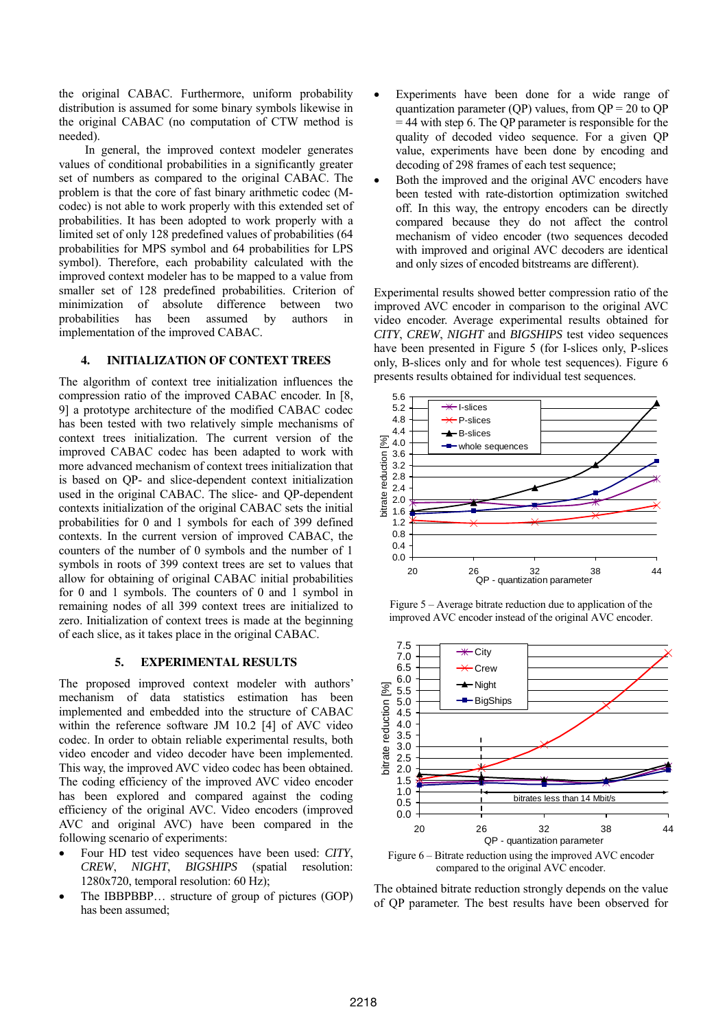the original CABAC. Furthermore, uniform probability distribution is assumed for some binary symbols likewise in the original CABAC (no computation of CTW method is needed).

In general, the improved context modeler generates values of conditional probabilities in a significantly greater set of numbers as compared to the original CABAC. The problem is that the core of fast binary arithmetic codec (M-codec) is not able to work properly with this extended set of probabilities. It has been adopted to work properly with a limited set of only 128 predefined values of probabilities (64 probabilities for MPS symbol and 64 probabilities for LPS symbol). Therefore, each probability calculated with the improved context modeler has to be mapped to a value from smaller set of 128 predefined probabilities. Criterion of minimization of absolute difference between two probabilities has been assumed by authors in implementation of the improved CABAC.

## 4. INITIALIZATION OF CONTEXT TREES

The algorithm of context tree initialization influences the compression ratio of the improved CABAC encoder. In [8, 9] a prototype architecture of the modified CABAC codec has been tested with two relatively simple mechanisms of context trees initialization. The current version of the improved CABAC codec has been adapted to work with more advanced mechanism of context trees initialization that is based on QP- and slice-dependent context initialization used in the original CABAC. The slice- and QP-dependent contexts initialization of the original CABAC sets the initial probabilities for 0 and 1 symbols for each of 399 defined contexts. In the current version of improved CABAC, the counters of the number of 0 symbols and the number of 1 symbols in roots of 399 context trees are set to values that allow for obtaining of original CABAC initial probabilities for 0 and 1 symbols. The counters of 0 and 1 symbol in remaining nodes of all 399 context trees are initialized to zero. Initialization of context trees is made at the beginning of each slice, as it takes place in the original CABAC.

## 5. EXPERIMENTAL RESULTS

The proposed improved context modeler with authors' mechanism of data statistics estimation has been implemented and embedded into the structure of CABAC within the reference software JM 10.2 [4] of AVC video codec. In order to obtain reliable experimental results, both video encoder and video decoder have been implemented. This way, the improved AVC video codec has been obtained. The coding efficiency of the improved AVC video encoder has been explored and compared against the coding efficiency of the original AVC. Video encoders (improved AVC and original AVC) have been compared in the following scenario of experiments:

- Four HD test video sequences have been used: *CITY*, *CREW*, *NIGHT*, *BIGSHIPS* (spatial resolution: 1280x720, temporal resolution: 60 Hz);
- The IBBPBBP… structure of group of pictures (GOP) has been assumed;
- Experiments have been done for a wide range of quantization parameter (QP) values, from QP = 20 to QP = 44 with step 6. The QP parameter is responsible for the quality of decoded video sequence. For a given QP value, experiments have been done by encoding and decoding of 298 frames of each test sequence;
- Both the improved and the original AVC encoders have been tested with rate-distortion optimization switched off. In this way, the entropy encoders can be directly compared because they do not affect the control mechanism of video encoder (two sequences decoded with improved and original AVC decoders are identical and only sizes of encoded bitstreams are different).

Experimental results showed better compression ratio of the improved AVC encoder in comparison to the original AVC video encoder. Average experimental results obtained for *CITY*, *CREW*, *NIGHT* and *BIGSHIPS* test video sequences have been presented in Figure 5 (for I-slices only, P-slices only, B-slices only and for whole test sequences). Figure 6 presents results obtained for individual test sequences.

Figure 5 – Average bitrate reduction due to application of the improved AVC encoder instead of the original AVC encoder.

Figure 6 – Bitrate reduction using the improved AVC encoder compared to the original AVC encoder.

The obtained bitrate reduction strongly depends on the value of QP parameter. The best results have been observed for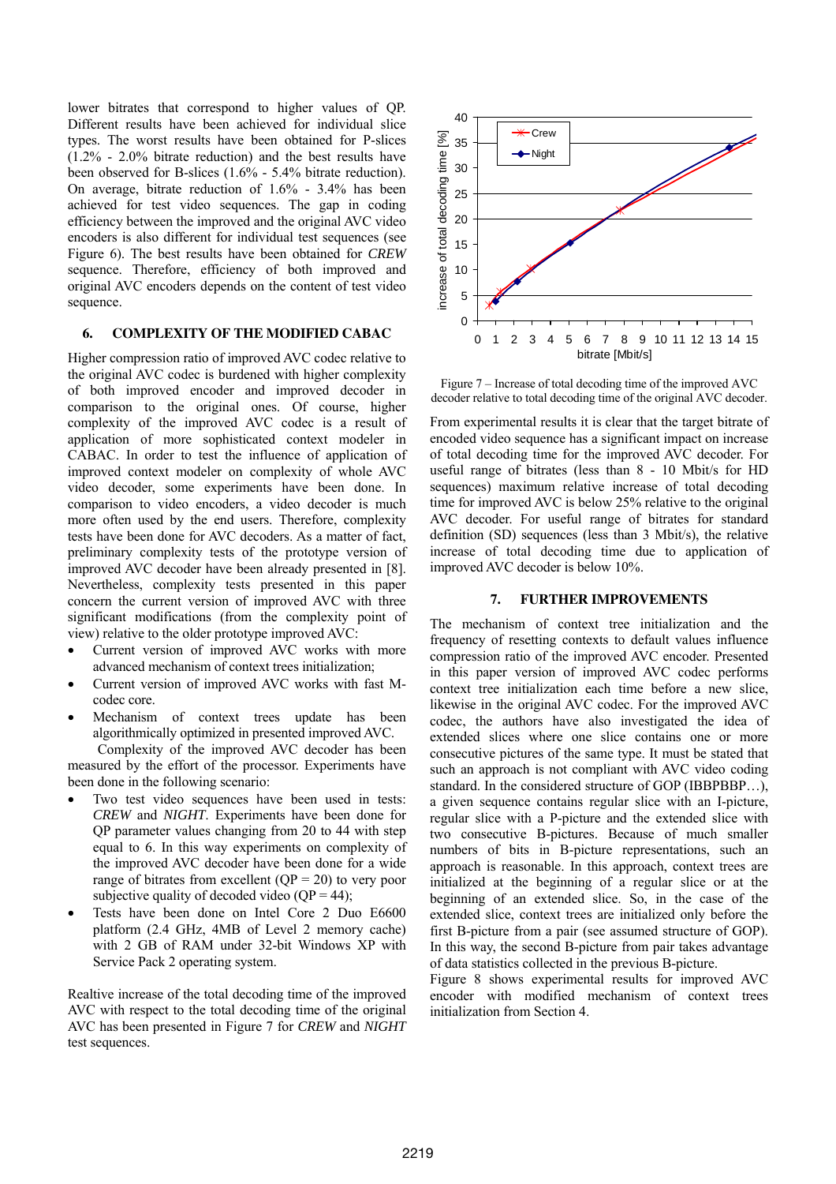lower bitrates that correspond to higher values of QP. Different results have been achieved for individual slice types. The worst results have been obtained for P-slices (1.2% - 2.0% bitrate reduction) and the best results have been observed for B-slices (1.6% - 5.4% bitrate reduction). On average, bitrate reduction of 1.6% - 3.4% has been achieved for test video sequences. The gap in coding efficiency between the improved and the original AVC video encoders is also different for individual test sequences (see Figure 6). The best results have been obtained for *CREW* sequence. Therefore, efficiency of both improved and original AVC encoders depends on the content of test video sequence.

## 6. COMPLEXITY OF THE MODIFIED CABAC

Higher compression ratio of improved AVC codec relative to the original AVC codec is burdened with higher complexity of both improved encoder and improved decoder in comparison to the original ones. Of course, higher complexity of the improved AVC codec is a result of application of more sophisticated context modeler in CABAC. In order to test the influence of application of improved context modeler on complexity of whole AVC video decoder, some experiments have been done. In comparison to video encoders, a video decoder is much more often used by the end users. Therefore, complexity tests have been done for AVC decoders. As a matter of fact, preliminary complexity tests of the prototype version of improved AVC decoder have been already presented in [8]. Nevertheless, complexity tests presented in this paper concern the current version of improved AVC with three significant modifications (from the complexity point of view) relative to the older prototype improved AVC:

- Current version of improved AVC works with more advanced mechanism of context trees initialization;
- Current version of improved AVC works with fast M-codec core.
- Mechanism of context trees update has been algorithmically optimized in presented improved AVC.

Complexity of the improved AVC decoder has been measured by the effort of the processor. Experiments have been done in the following scenario:

- Two test video sequences have been used in tests: *CREW* and *NIGHT*. Experiments have been done for QP parameter values changing from 20 to 44 with step equal to 6. In this way experiments on complexity of the improved AVC decoder have been done for a wide range of bitrates from excellent (QP = 20) to very poor subjective quality of decoded video (QP = 44);
- Tests have been done on Intel Core 2 Duo E6600 platform (2.4 GHz, 4MB of Level 2 memory cache) with 2 GB of RAM under 32-bit Windows XP with Service Pack 2 operating system.

Realtive increase of the total decoding time of the improved AVC with respect to the total decoding time of the original AVC has been presented in Figure 7 for *CREW* and *NIGHT* test sequences.

Figure 7 – Increase of total decoding time of the improved AVC decoder relative to total decoding time of the original AVC decoder.

From experimental results it is clear that the target bitrate of encoded video sequence has a significant impact on increase of total decoding time for the improved AVC decoder. For useful range of bitrates (less than 8 - 10 Mbit/s for HD sequences) maximum relative increase of total decoding time for improved AVC is below 25% relative to the original AVC decoder. For useful range of bitrates for standard definition (SD) sequences (less than 3 Mbit/s), the relative increase of total decoding time due to application of improved AVC decoder is below 10%.

## 7. FURTHER IMPROVEMENTS

The mechanism of context tree initialization and the frequency of resetting contexts to default values influence compression ratio of the improved AVC encoder. Presented in this paper version of improved AVC codec performs context tree initialization each time before a new slice, likewise in the original AVC codec. For the improved AVC codec, the authors have also investigated the idea of extended slices where one slice contains one or more consecutive pictures of the same type. It must be stated that such an approach is not compliant with AVC video coding standard. In the considered structure of GOP (IBBPBBP…), a given sequence contains regular slice with an I-picture, regular slice with a P-picture and the extended slice with two consecutive B-pictures. Because of much smaller numbers of bits in B-picture representations, such an approach is reasonable. In this approach, context trees are initialized at the beginning of a regular slice or at the beginning of an extended slice. So, in the case of the extended slice, context trees are initialized only before the first B-picture from a pair (see assumed structure of GOP). In this way, the second B-picture from pair takes advantage of data statistics collected in the previous B-picture.

Figure 8 shows experimental results for improved AVC encoder with modified mechanism of context trees initialization from Section 4.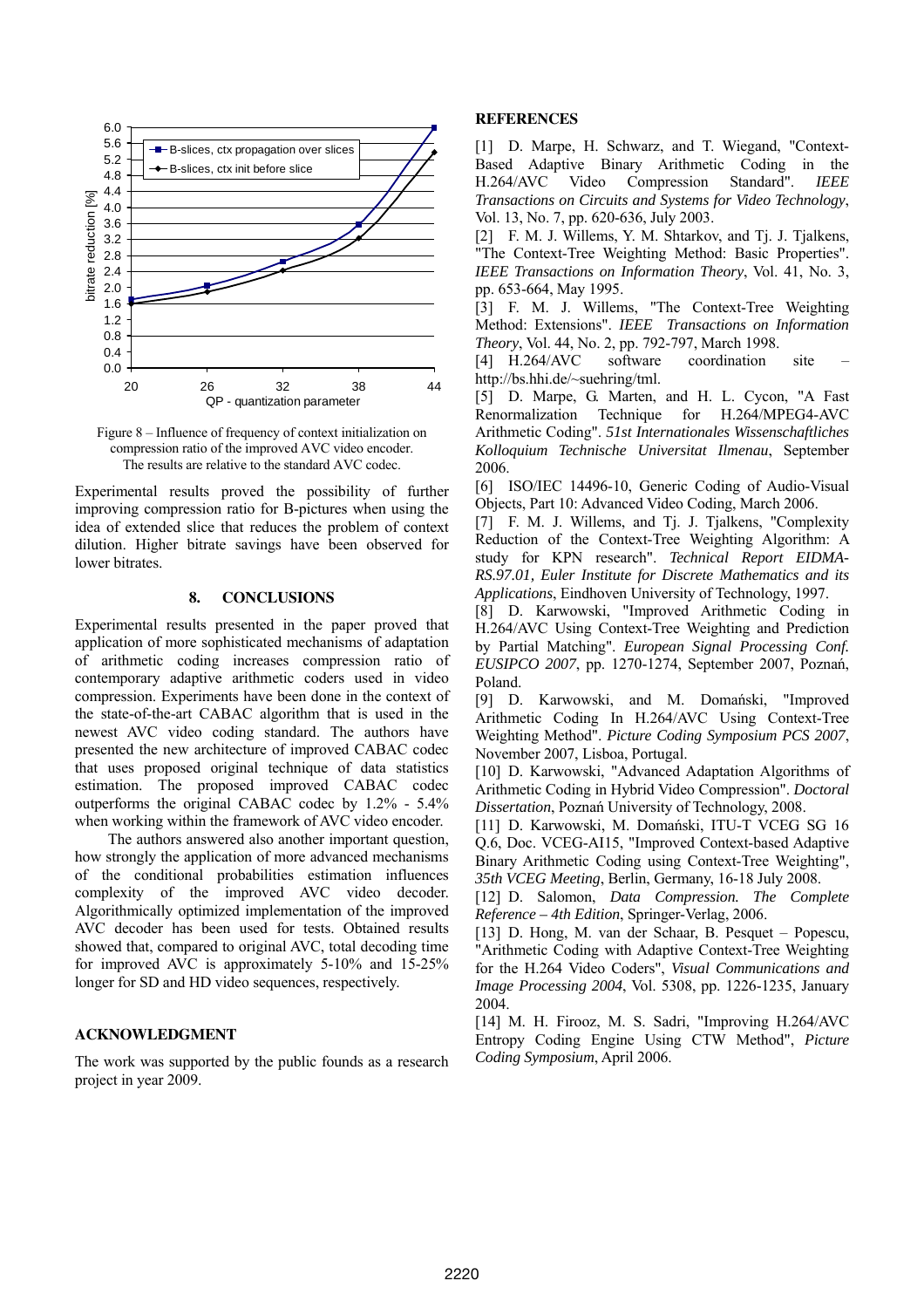6.0
5.6
5.2
4.8
4.4
4.0
3.6
3.2
2.8
2.4
2.0
1.6
1.2
0.8
0.4
0.0

bitrate reduction [%]

B-slices, ctx propagation over slices

B-slices, ctx init before slice

20 26 32 38 44

QP - quantization parameter

Figure 8 – Influence of frequency of context initialization on compression ratio of the improved AVC video encoder. The results are relative to the standard AVC codec.

Experimental results proved the possibility of further improving compression ratio for B-pictures when using the idea of extended slice that reduces the problem of context dilution. Higher bitrate savings have been observed for lower bitrates.

## 8. CONCLUSIONS

Experimental results presented in the paper proved that application of more sophisticated mechanisms of adaptation of arithmetic coding increases compression ratio of contemporary adaptive arithmetic coders used in video compression. Experiments have been done in the context of the state-of-the-art CABAC algorithm that is used in the newest AVC video coding standard. The authors have presented the new architecture of improved CABAC codec that uses proposed original technique of data statistics estimation. The proposed improved CABAC codec outperforms the original CABAC codec by 1.2% - 5.4% when working within the framework of AVC video encoder.

The authors answered also another important question, how strongly the application of more advanced mechanisms of the conditional probabilities estimation influences complexity of the improved AVC video decoder. Algorithmically optimized implementation of the improved AVC decoder has been used for tests. Obtained results showed that, compared to original AVC, total decoding time for improved AVC is approximately 5-10% and 15-25% longer for SD and HD video sequences, respectively.

## ACKNOWLEDGMENT

The work was supported by the public founds as a research project in year 2009.

## REFERENCES

[1] D. Marpe, H. Schwarz, and T. Wiegand, "Context-Based Adaptive Binary Arithmetic Coding in the H.264/AVC Video Compression Standard". *IEEE Transactions on Circuits and Systems for Video Technology*, Vol. 13, No. 7, pp. 620-636, July 2003.

[2] F. M. J. Willems, Y. M. Shtarkov, and Tj. J. Tjalkens, "The Context-Tree Weighting Method: Basic Properties". *IEEE Transactions on Information Theory*, Vol. 41, No. 3, pp. 653-664, May 1995.

[3] F. M. J. Willems, "The Context-Tree Weighting Method: Extensions". *IEEE Transactions on Information Theory*, Vol. 44, No. 2, pp. 792-797, March 1998.

[4] H.264/AVC software coordination site – http://bs.hhi.de/~suehring/tml.

[5] D. Marpe, G. Marten, and H. L. Cycon, "A Fast Renormalization Technique for H.264/MPEG4-AVC Arithmetic Coding". *51st Internationales Wissenschaftliches Kolloquium Technische Universitat Ilmenau*, September 2006.

[6] ISO/IEC 14496-10, Generic Coding of Audio-Visual Objects, Part 10: Advanced Video Coding, March 2006.

[7] F. M. J. Willems, and Tj. J. Tjalkens, "Complexity Reduction of the Context-Tree Weighting Algorithm: A study for KPN research". *Technical Report EIDMA-RS.97.01, Euler Institute for Discrete Mathematics and its Applications*, Eindhoven University of Technology, 1997.

[8] D. Karwowski, "Improved Arithmetic Coding in H.264/AVC Using Context-Tree Weighting and Prediction by Partial Matching". *European Signal Processing Conf. EUSIPCO 2007*, pp. 1270-1274, September 2007, Poznań, Poland.

[9] D. Karwowski, and M. Domański, "Improved Arithmetic Coding In H.264/AVC Using Context-Tree Weighting Method". *Picture Coding Symposium PCS 2007*, November 2007, Lisboa, Portugal.

[10] D. Karwowski, "Advanced Adaptation Algorithms of Arithmetic Coding in Hybrid Video Compression". *Doctoral Dissertation*, Poznań University of Technology, 2008.

[11] D. Karwowski, M. Domański, ITU-T VCEG SG 16 Q.6, Doc. VCEG-AI15, "Improved Context-based Adaptive Binary Arithmetic Coding using Context-Tree Weighting", *35th VCEG Meeting*, Berlin, Germany, 16-18 July 2008.

[12] D. Salomon, *Data Compression. The Complete Reference – 4th Edition*, Springer-Verlag, 2006.

[13] D. Hong, M. van der Schaar, B. Pesquet – Popescu, "Arithmetic Coding with Adaptive Context-Tree Weighting for the H.264 Video Coders", *Visual Communications and Image Processing 2004*, Vol. 5308, pp. 1226-1235, January 2004.

[14] M. H. Firooz, M. S. Sadri, "Improving H.264/AVC Entropy Coding Engine Using CTW Method", *Picture Coding Symposium*, April 2006.